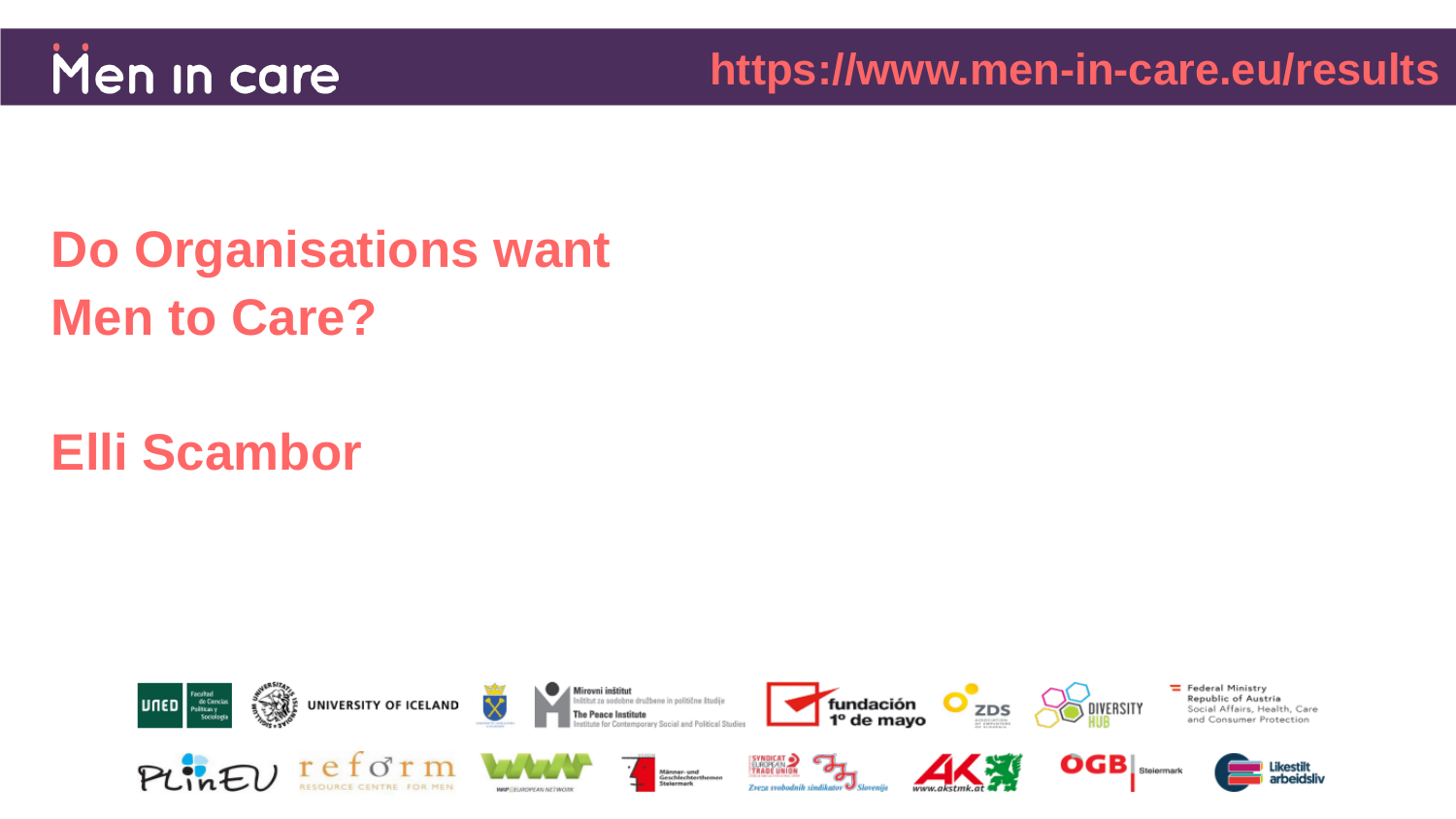Men in care

https://www.men-in-care.eu/results

# Do Organisations want Men to Care?

## Elli Scambor

UNED Facultad de Ciencias Políticas y Sociología

UNIVERSITY OF ICELAND

Mirovni inštitut – Inštitut za sodobne družbene in politične študije – The Peace Institute – Institute for Contemporary Social and Political Studies

fundación 1º de mayo

ZDS

DIVERSITY HUB

Federal Ministry Republic of Austria Social Affairs, Health, Care and Consumer Protection

PLinEU

reform RESOURCE CENTRE FOR MEN

WWP EUROPEAN NETWORK

Männer- und Geschlechterthemen Steiermark

SYNDICAT EUROPEAN TRADE UNION

Zveza svobodnih sindikatov Slovenije

www.akstmk.at

ÖGB Steiermark

Likestilt arbeidsliv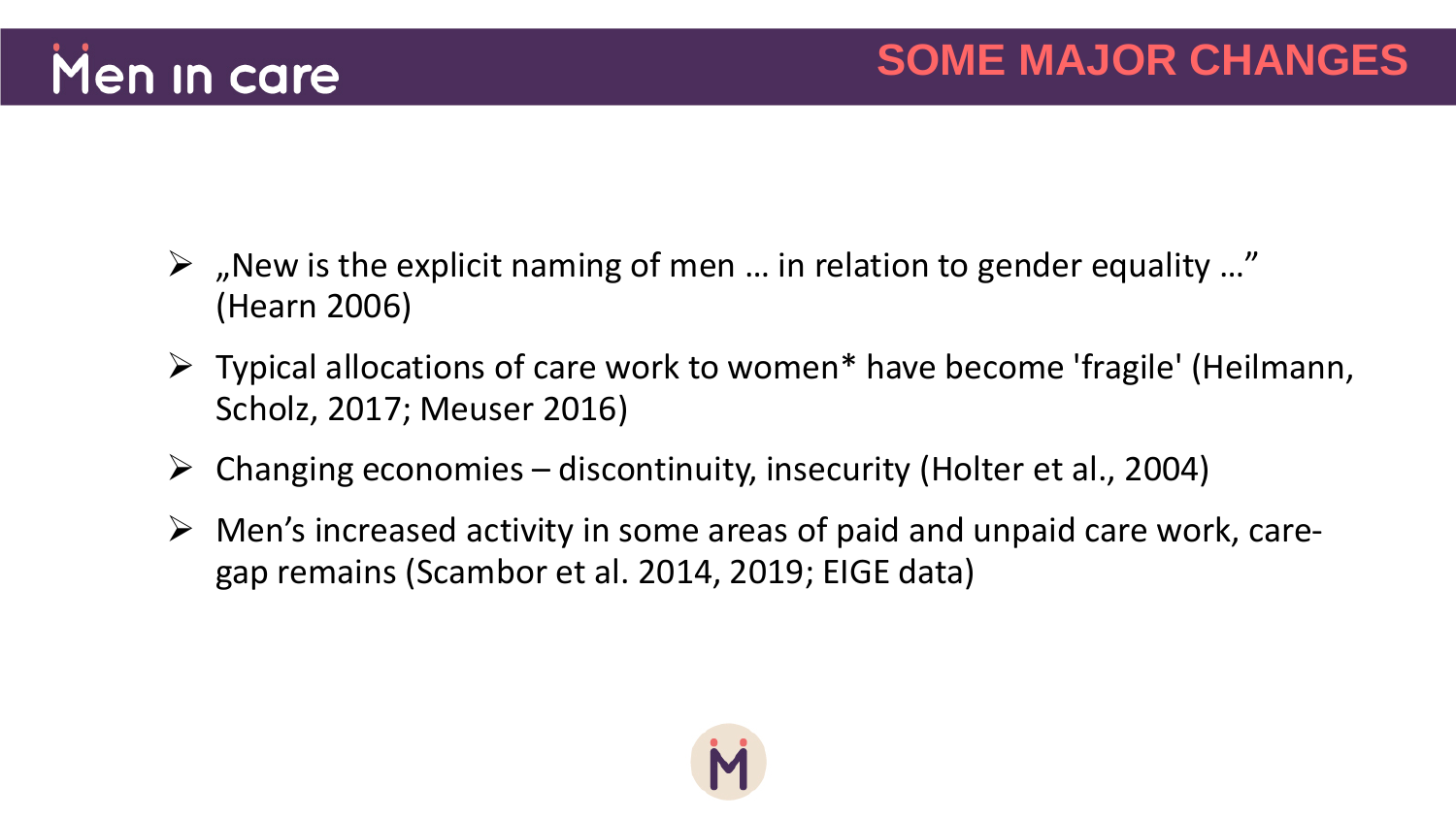# SOME MAJOR CHANGES

- „New is the explicit naming of men … in relation to gender equality …" (Hearn 2006)
- Typical allocations of care work to women* have become 'fragile' (Heilmann, Scholz, 2017; Meuser 2016)
- Changing economies – discontinuity, insecurity (Holter et al., 2004)
- Men's increased activity in some areas of paid and unpaid care work, care-gap remains (Scambor et al. 2014, 2019; EIGE data)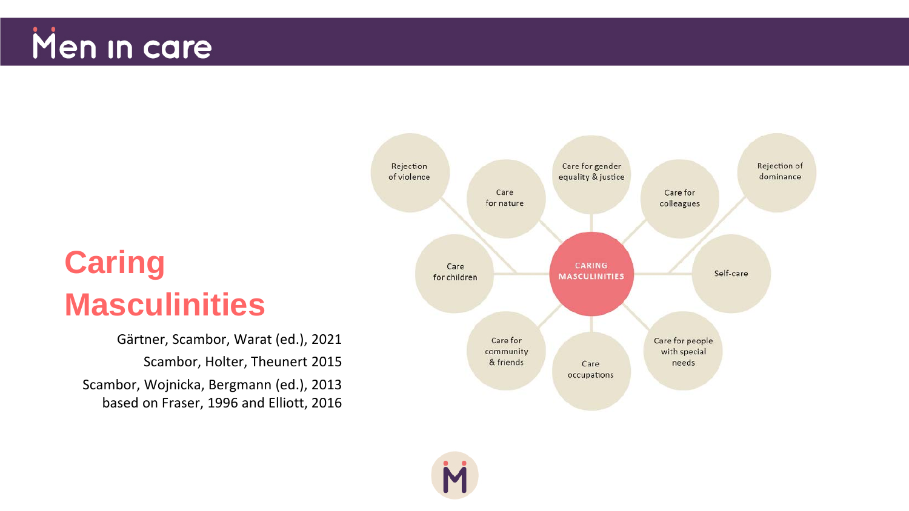# Caring Masculinities

Gärtner, Scambor, Warat (ed.), 2021

Scambor, Holter, Theunert 2015

Scambor, Wojnicka, Bergmann (ed.), 2013

based on Fraser, 1996 and Elliott, 2016

- CARING MASCULINITIES
  - Rejection of violence
  - Care for nature
  - Care for gender equality & justice
  - Care for colleagues
  - Rejection of dominance
  - Care for children
  - Self-care
  - Care for community & friends
  - Care occupations
  - Care for people with special needs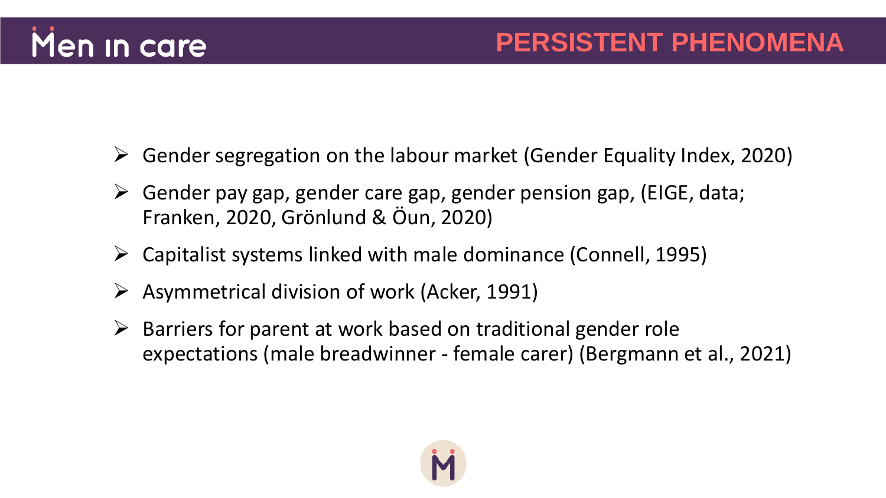# PERSISTENT PHENOMENA

- Gender segregation on the labour market (Gender Equality Index, 2020)
- Gender pay gap, gender care gap, gender pension gap, (EIGE, data; Franken, 2020, Grönlund & Öun, 2020)
- Capitalist systems linked with male dominance (Connell, 1995)
- Asymmetrical division of work (Acker, 1991)
- Barriers for parent at work based on traditional gender role expectations (male breadwinner - female carer) (Bergmann et al., 2021)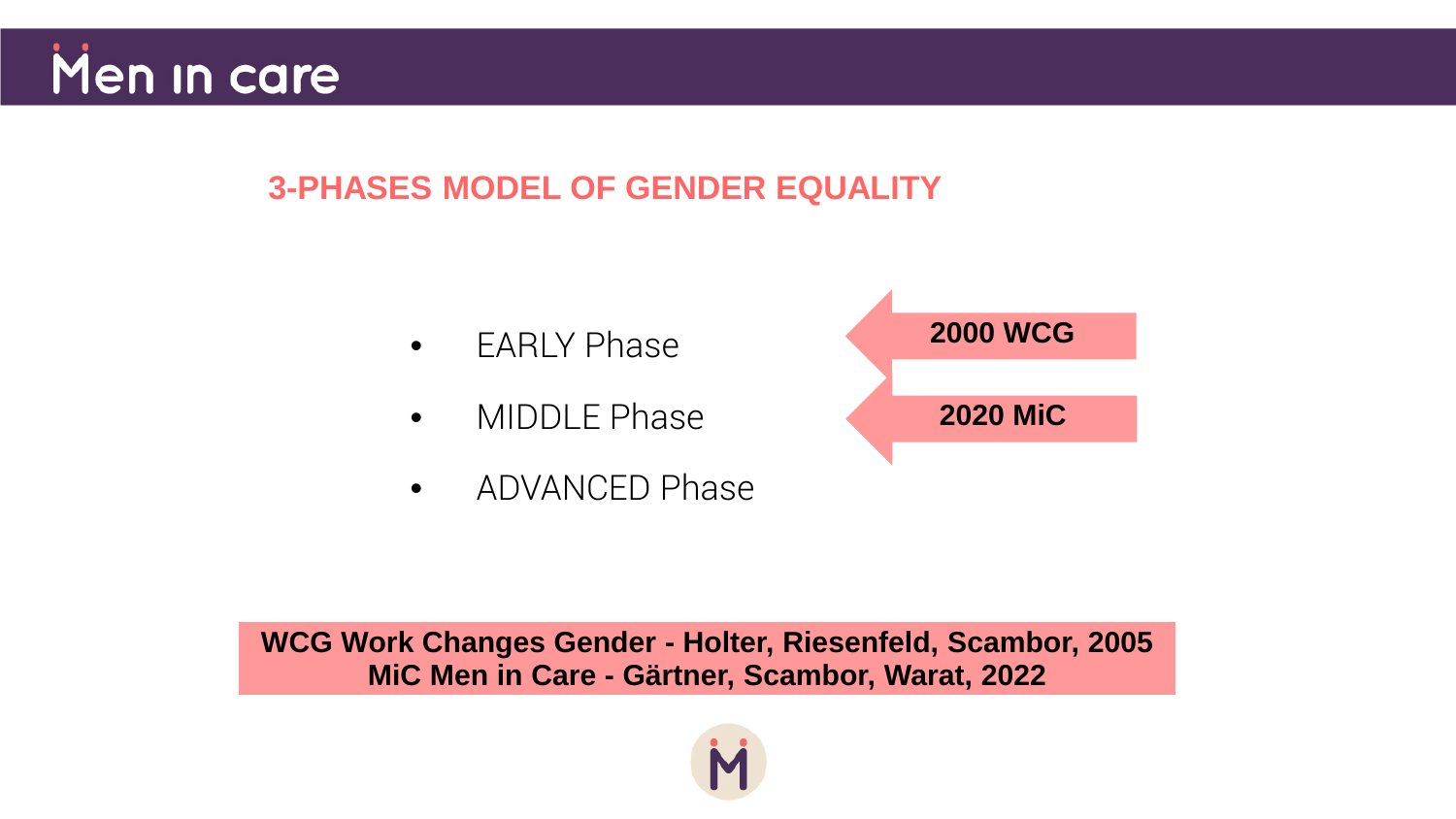## 3-PHASES MODEL OF GENDER EQUALITY

- EARLY Phase
- MIDDLE Phase
- ADVANCED Phase

**2000 WCG**

**2020 MiC**

**WCG Work Changes Gender - Holter, Riesenfeld, Scambor, 2005**
**MiC Men in Care - Gärtner, Scambor, Warat, 2022**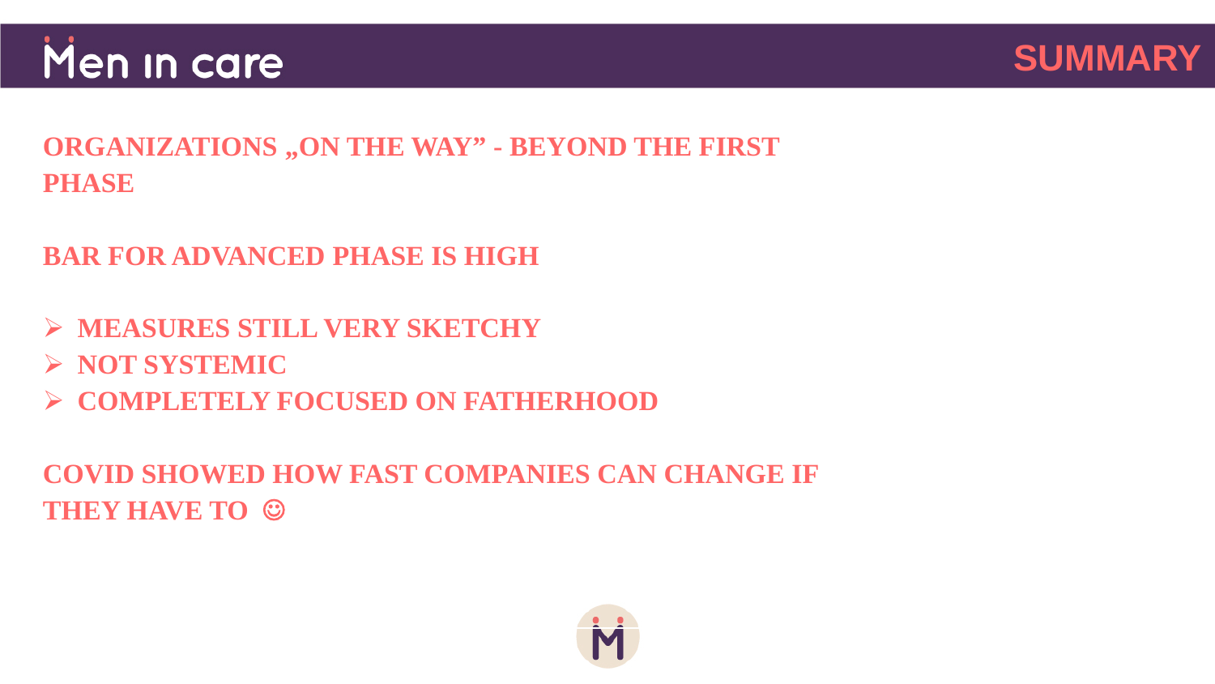# SUMMARY

**ORGANIZATIONS „ON THE WAY" - BEYOND THE FIRST PHASE**

**BAR FOR ADVANCED PHASE IS HIGH**

- **MEASURES STILL VERY SKETCHY**
- **NOT SYSTEMIC**
- **COMPLETELY FOCUSED ON FATHERHOOD**

**COVID SHOWED HOW FAST COMPANIES CAN CHANGE IF THEY HAVE TO ☺**